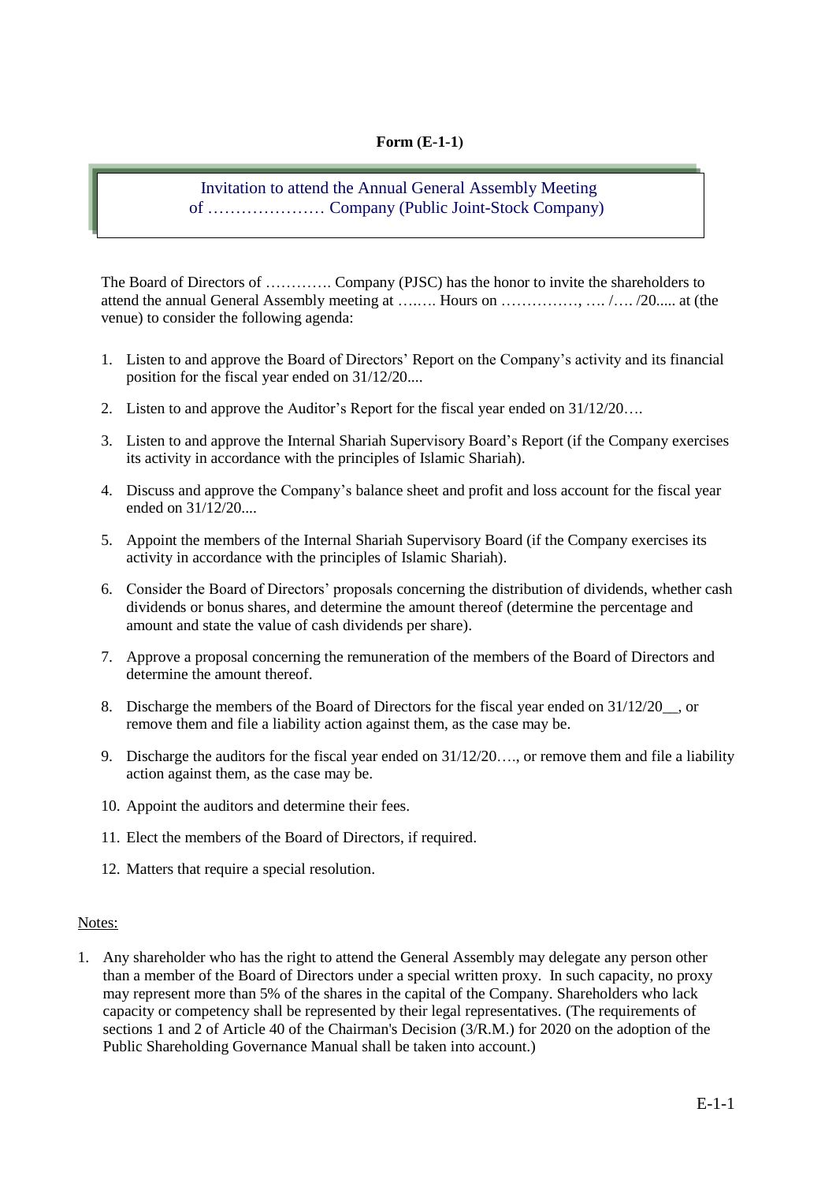**Form (E-1-1)**

## Invitation to attend the Annual General Assembly Meeting of ………………… Company (Public Joint-Stock Company)

The Board of Directors of …………. Company (PJSC) has the honor to invite the shareholders to attend the annual General Assembly meeting at ….…. Hours on ……………, …. /…. /20..... at (the venue) to consider the following agenda:

1. Listen to and approve the Board of Directors' Report on the Company's activity and its financial position for the fiscal year ended on 31/12/20....
2. Listen to and approve the Auditor's Report for the fiscal year ended on 31/12/20….
3. Listen to and approve the Internal Shariah Supervisory Board's Report (if the Company exercises its activity in accordance with the principles of Islamic Shariah).
4. Discuss and approve the Company's balance sheet and profit and loss account for the fiscal year ended on 31/12/20....
5. Appoint the members of the Internal Shariah Supervisory Board (if the Company exercises its activity in accordance with the principles of Islamic Shariah).
6. Consider the Board of Directors' proposals concerning the distribution of dividends, whether cash dividends or bonus shares, and determine the amount thereof (determine the percentage and amount and state the value of cash dividends per share).
7. Approve a proposal concerning the remuneration of the members of the Board of Directors and determine the amount thereof.
8. Discharge the members of the Board of Directors for the fiscal year ended on 31/12/20__, or remove them and file a liability action against them, as the case may be.
9. Discharge the auditors for the fiscal year ended on 31/12/20…., or remove them and file a liability action against them, as the case may be.
10. Appoint the auditors and determine their fees.
11. Elect the members of the Board of Directors, if required.
12. Matters that require a special resolution.

Notes:

1. Any shareholder who has the right to attend the General Assembly may delegate any person other than a member of the Board of Directors under a special written proxy. In such capacity, no proxy may represent more than 5% of the shares in the capital of the Company. Shareholders who lack capacity or competency shall be represented by their legal representatives. (The requirements of sections 1 and 2 of Article 40 of the Chairman's Decision (3/R.M.) for 2020 on the adoption of the Public Shareholding Governance Manual shall be taken into account.)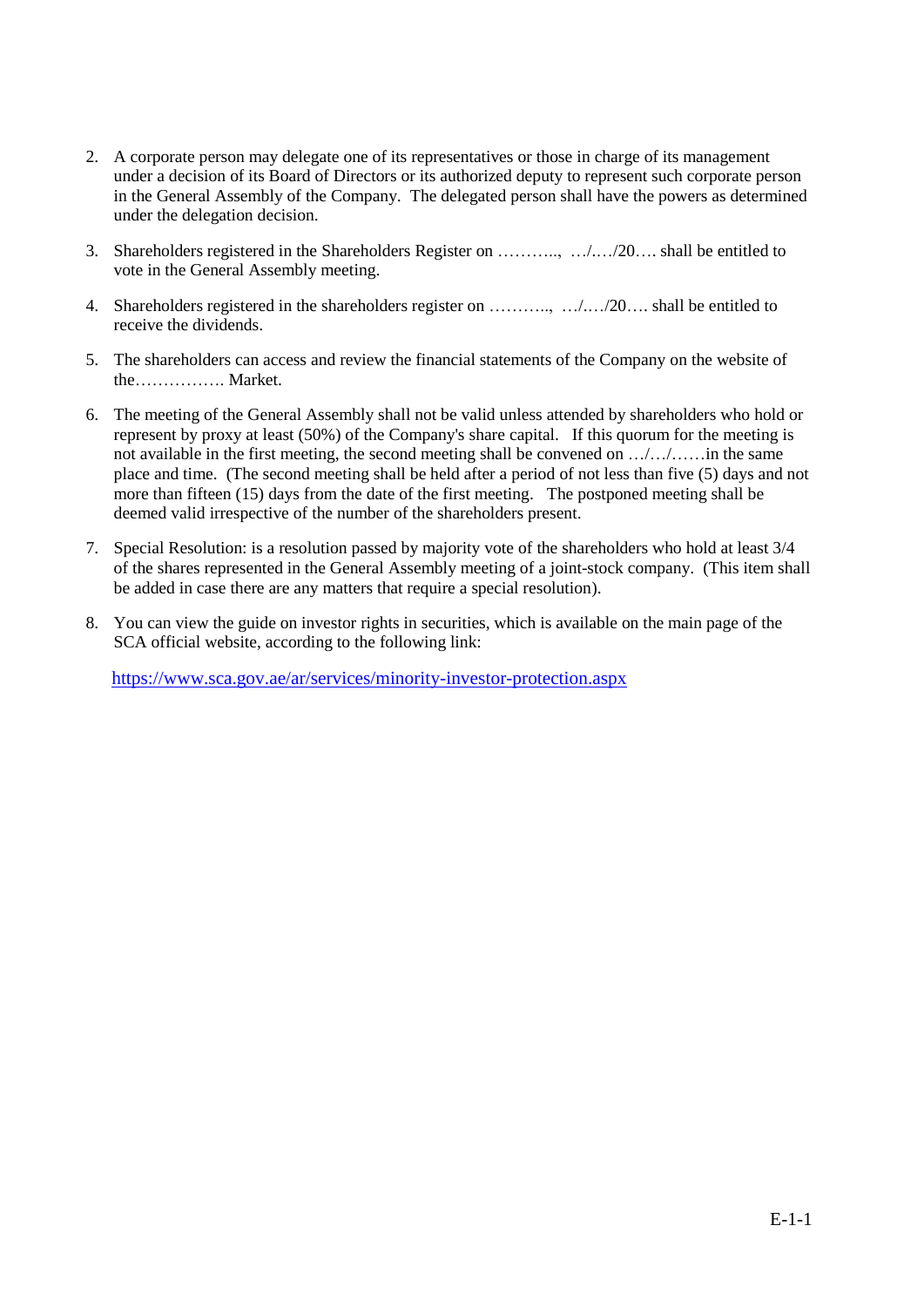2. A corporate person may delegate one of its representatives or those in charge of its management under a decision of its Board of Directors or its authorized deputy to represent such corporate person in the General Assembly of the Company. The delegated person shall have the powers as determined under the delegation decision.

3. Shareholders registered in the Shareholders Register on ……….., …/…./20…. shall be entitled to vote in the General Assembly meeting.

4. Shareholders registered in the shareholders register on ……….., …/…./20…. shall be entitled to receive the dividends.

5. The shareholders can access and review the financial statements of the Company on the website of the……………. Market.

6. The meeting of the General Assembly shall not be valid unless attended by shareholders who hold or represent by proxy at least (50%) of the Company's share capital. If this quorum for the meeting is not available in the first meeting, the second meeting shall be convened on …/…/……in the same place and time. (The second meeting shall be held after a period of not less than five (5) days and not more than fifteen (15) days from the date of the first meeting. The postponed meeting shall be deemed valid irrespective of the number of the shareholders present.

7. Special Resolution: is a resolution passed by majority vote of the shareholders who hold at least 3/4 of the shares represented in the General Assembly meeting of a joint-stock company. (This item shall be added in case there are any matters that require a special resolution).

8. You can view the guide on investor rights in securities, which is available on the main page of the SCA official website, according to the following link:

   https://www.sca.gov.ae/ar/services/minority-investor-protection.aspx